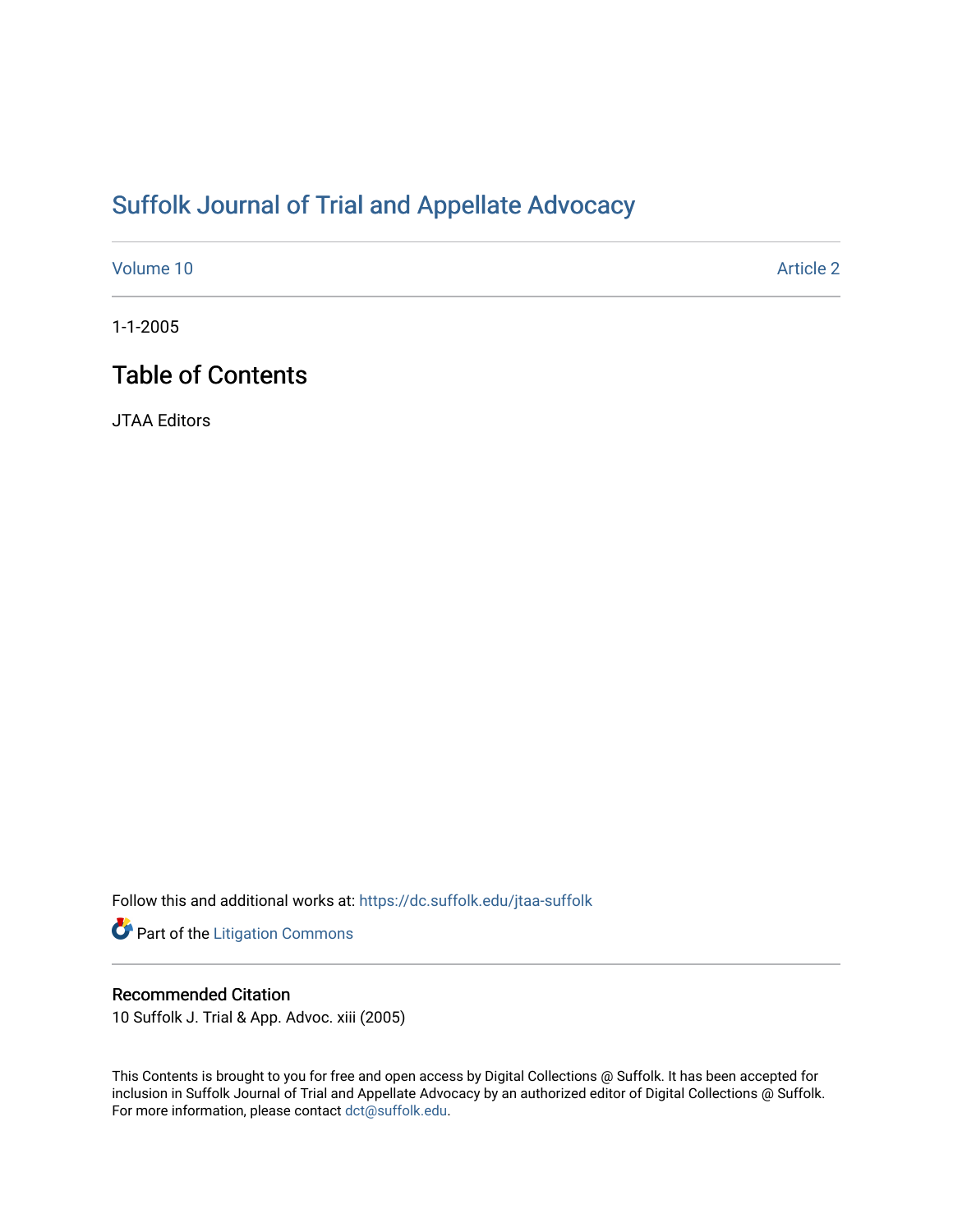# Suffolk Journal of Trial and Appellate Advocacy

Volume 10 Article 2

1-1-2005

## Table of Contents

JTAA Editors

Follow this and additional works at: https://dc.suffolk.edu/jtaa-suffolk

Part of the Litigation Commons

### Recommended Citation

10 Suffolk J. Trial & App. Advoc. xiii (2005)

This Contents is brought to you for free and open access by Digital Collections @ Suffolk. It has been accepted for inclusion in Suffolk Journal of Trial and Appellate Advocacy by an authorized editor of Digital Collections @ Suffolk. For more information, please contact dct@suffolk.edu.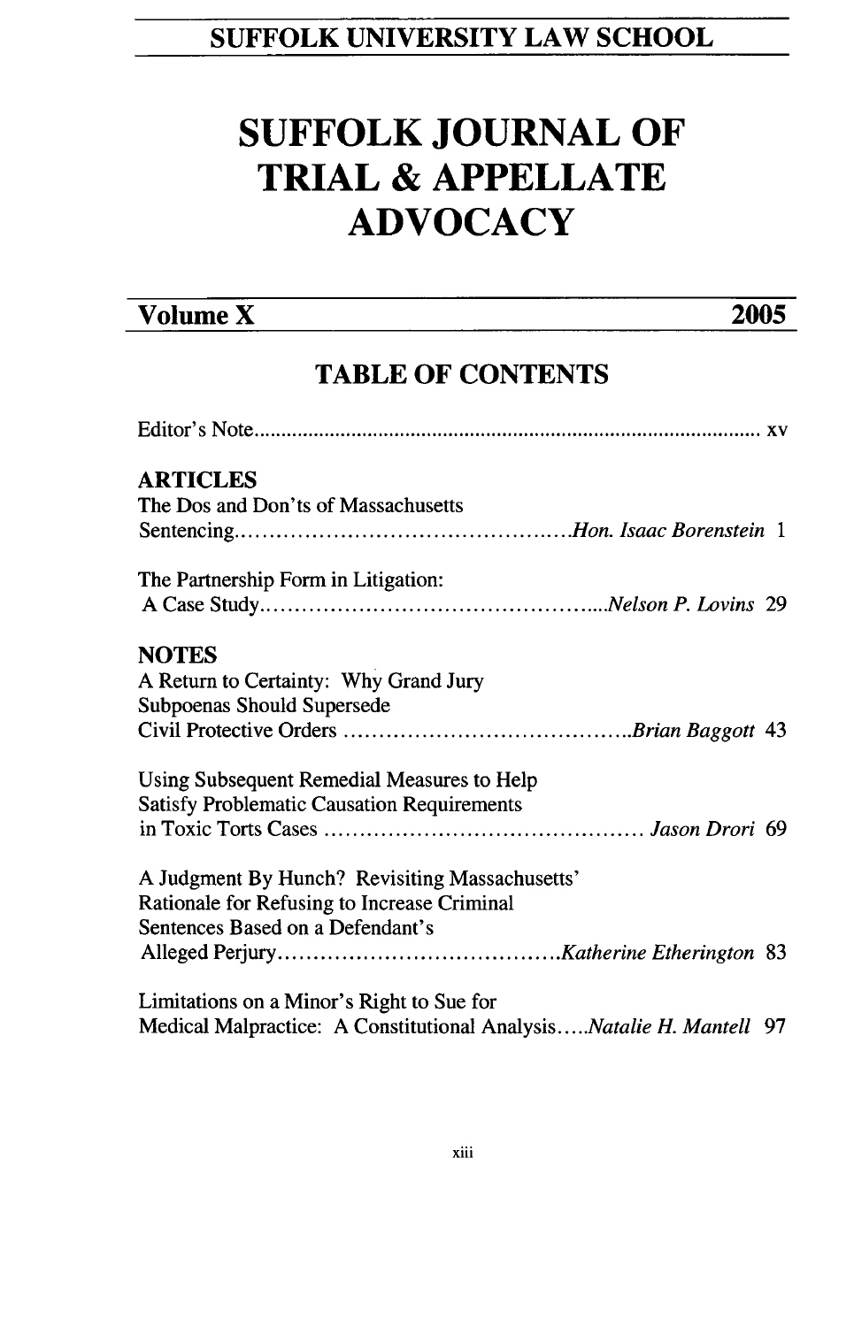**SUFFOLK UNIVERSITY LAW SCHOOL**

# SUFFOLK JOURNAL OF TRIAL & APPELLATE ADVOCACY

**Volume X** **2005**

## TABLE OF CONTENTS

Editor's Note .......... xv

### ARTICLES

The Dos and Don'ts of Massachusetts Sentencing .......... *Hon. Isaac Borenstein* 1

The Partnership Form in Litigation: A Case Study .......... *Nelson P. Lovins* 29

### NOTES

A Return to Certainty: Why Grand Jury Subpoenas Should Supersede Civil Protective Orders .......... *Brian Baggott* 43

Using Subsequent Remedial Measures to Help Satisfy Problematic Causation Requirements in Toxic Torts Cases .......... *Jason Drori* 69

A Judgment By Hunch? Revisiting Massachusetts' Rationale for Refusing to Increase Criminal Sentences Based on a Defendant's Alleged Perjury .......... *Katherine Etherington* 83

Limitations on a Minor's Right to Sue for Medical Malpractice: A Constitutional Analysis .......... *Natalie H. Mantell* 97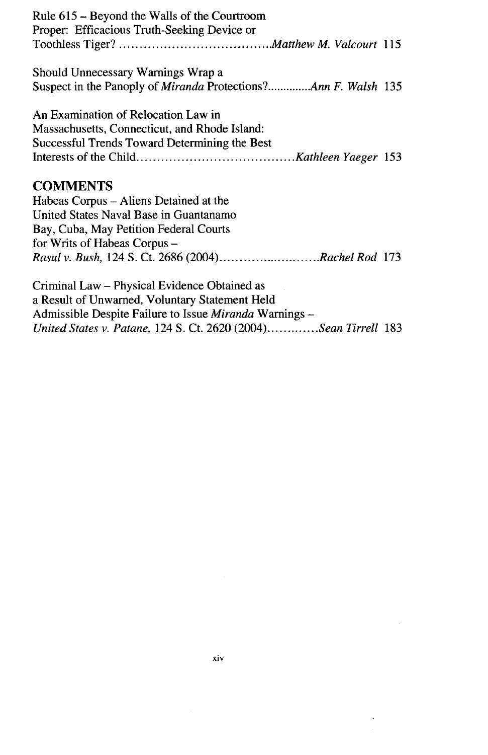Rule 615 – Beyond the Walls of the Courtroom Proper: Efficacious Truth-Seeking Device or Toothless Tiger? ....................................*Matthew M. Valcourt* 115

Should Unnecessary Warnings Wrap a Suspect in the Panoply of *Miranda* Protections?.............*Ann F. Walsh* 135

An Examination of Relocation Law in Massachusetts, Connecticut, and Rhode Island: Successful Trends Toward Determining the Best Interests of the Child.......................................*Kathleen Yaeger* 153

## COMMENTS

Habeas Corpus – Aliens Detained at the United States Naval Base in Guantanamo Bay, Cuba, May Petition Federal Courts for Writs of Habeas Corpus – *Rasul v. Bush*, 124 S. Ct. 2686 (2004)...........................*Rachel Rod* 173

Criminal Law – Physical Evidence Obtained as a Result of Unwarned, Voluntary Statement Held Admissible Despite Failure to Issue *Miranda* Warnings – *United States v. Patane*, 124 S. Ct. 2620 (2004).............*Sean Tirrell* 183